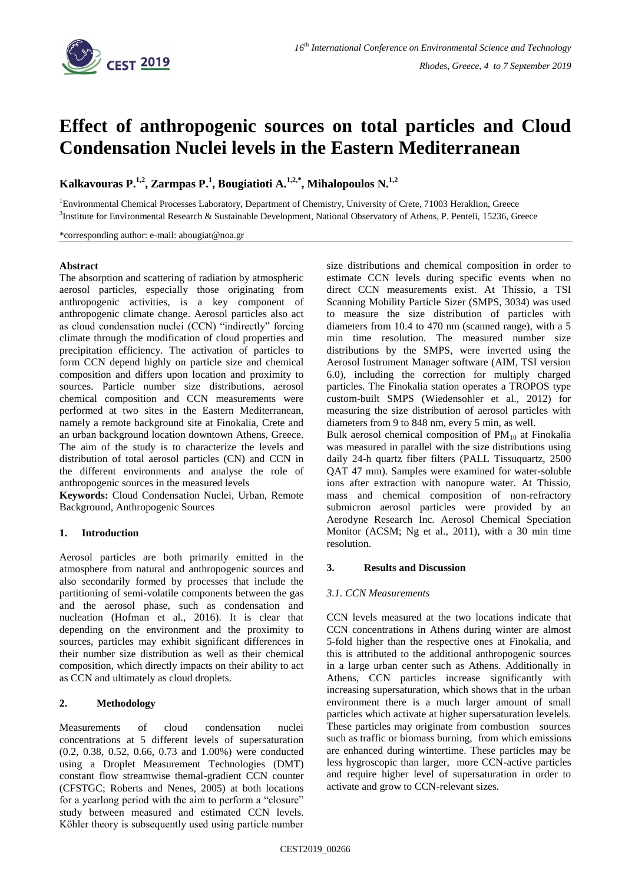# Effect of anthropogenic sources on total particles and Cloud Condensation Nuclei levels in the Eastern Mediterranean

**Kalkavouras P.[1,2], Zarmpas P.[1], Bougiatioti A.[1,2,*], Mihalopoulos N.[1,2]**

[1]Environmental Chemical Processes Laboratory, Department of Chemistry, University of Crete, 71003 Heraklion, Greece
[3]Institute for Environmental Research & Sustainable Development, National Observatory of Athens, P. Penteli, 15236, Greece

*corresponding author: e-mail: abougiat@noa.gr

#### Abstract

The absorption and scattering of radiation by atmospheric aerosol particles, especially those originating from anthropogenic activities, is a key component of anthropogenic climate change. Aerosol particles also act as cloud condensation nuclei (CCN) "indirectly" forcing climate through the modification of cloud properties and precipitation efficiency. The activation of particles to form CCN depend highly on particle size and chemical composition and differs upon location and proximity to sources. Particle number size distributions, aerosol chemical composition and CCN measurements were performed at two sites in the Eastern Mediterranean, namely a remote background site at Finokalia, Crete and an urban background location downtown Athens, Greece. The aim of the study is to characterize the levels and distribution of total aerosol particles (CN) and CCN in the different environments and analyse the role of anthropogenic sources in the measured levels

**Keywords:** Cloud Condensation Nuclei, Urban, Remote Background, Anthropogenic Sources

## 1. Introduction

Aerosol particles are both primarily emitted in the atmosphere from natural and anthropogenic sources and also secondarily formed by processes that include the partitioning of semi-volatile components between the gas and the aerosol phase, such as condensation and nucleation (Hofman et al., 2016). It is clear that depending on the environment and the proximity to sources, particles may exhibit significant differences in their number size distribution as well as their chemical composition, which directly impacts on their ability to act as CCN and ultimately as cloud droplets.

## 2. Methodology

Measurements of cloud condensation nuclei concentrations at 5 different levels of supersaturation (0.2, 0.38, 0.52, 0.66, 0.73 and 1.00%) were conducted using a Droplet Measurement Technologies (DMT) constant flow streamwise themal-gradient CCN counter (CFSTGC; Roberts and Nenes, 2005) at both locations for a yearlong period with the aim to perform a "closure" study between measured and estimated CCN levels. Köhler theory is subsequently used using particle number size distributions and chemical composition in order to estimate CCN levels during specific events when no direct CCN measurements exist. At Thissio, a TSI Scanning Mobility Particle Sizer (SMPS, 3034) was used to measure the size distribution of particles with diameters from 10.4 to 470 nm (scanned range), with a 5 min time resolution. The measured number size distributions by the SMPS, were inverted using the Aerosol Instrument Manager software (AIM, TSI version 6.0), including the correction for multiply charged particles. The Finokalia station operates a TROPOS type custom-built SMPS (Wiedensohler et al., 2012) for measuring the size distribution of aerosol particles with diameters from 9 to 848 nm, every 5 min, as well.

Bulk aerosol chemical composition of $PM_{10}$ at Finokalia was measured in parallel with the size distributions using daily 24-h quartz fiber filters (PALL Tissuquartz, 2500 QAT 47 mm). Samples were examined for water-soluble ions after extraction with nanopure water. At Thissio, mass and chemical composition of non-refractory submicron aerosol particles were provided by an Aerodyne Research Inc. Aerosol Chemical Speciation Monitor (ACSM; Ng et al., 2011), with a 30 min time resolution.

## 3. Results and Discussion

### 3.1. CCN Measurements

CCN levels measured at the two locations indicate that CCN concentrations in Athens during winter are almost 5-fold higher than the respective ones at Finokalia, and this is attributed to the additional anthropogenic sources in a large urban center such as Athens. Additionally in Athens, CCN particles increase significantly with increasing supersaturation, which shows that in the urban environment there is a much larger amount of small particles which activate at higher supersaturation levelels. These particles may originate from combustion sources such as traffic or biomass burning, from which emissions are enhanced during wintertime. These particles may be less hygroscopic than larger, more CCN-active particles and require higher level of supersaturation in order to activate and grow to CCN-relevant sizes.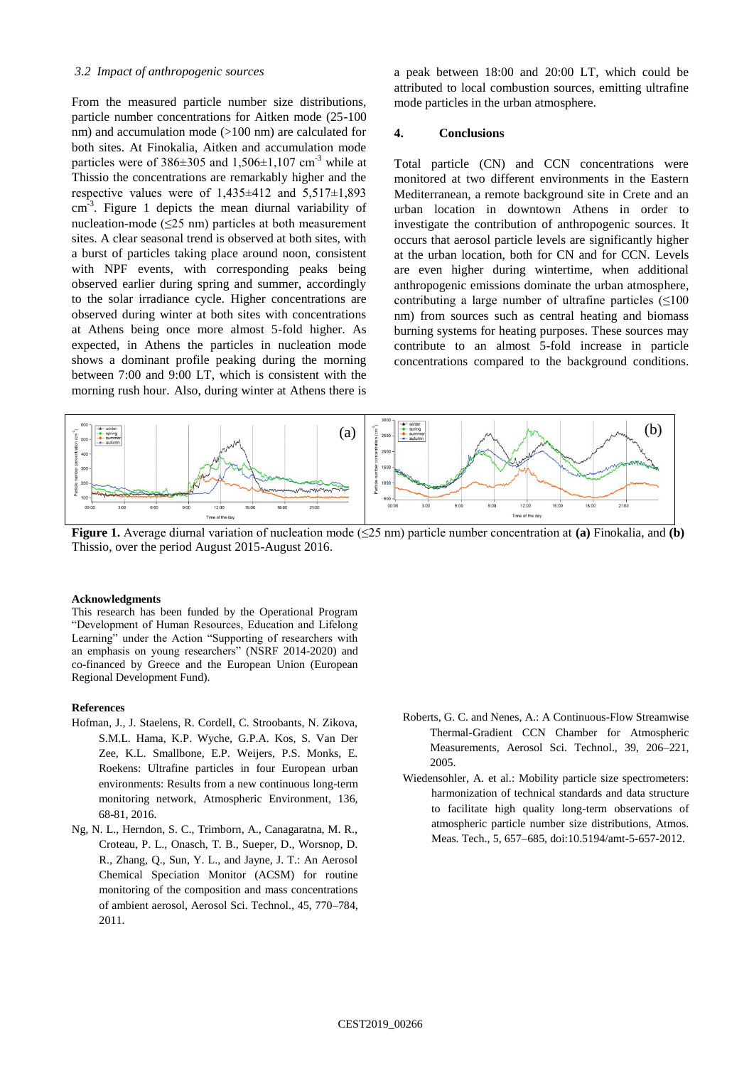### 3.2 *Impact of anthropogenic sources*

From the measured particle number size distributions, particle number concentrations for Aitken mode (25-100 nm) and accumulation mode (>100 nm) are calculated for both sites. At Finokalia, Aitken and accumulation mode particles were of 386±305 and 1,506±1,107 cm$^{-3}$ while at Thissio the concentrations are remarkably higher and the respective values were of 1,435±412 and 5,517±1,893 cm$^{-3}$. Figure 1 depicts the mean diurnal variability of nucleation-mode (≤25 nm) particles at both measurement sites. A clear seasonal trend is observed at both sites, with a burst of particles taking place around noon, consistent with NPF events, with corresponding peaks being observed earlier during spring and summer, accordingly to the solar irradiance cycle. Higher concentrations are observed during winter at both sites with concentrations at Athens being once more almost 5-fold higher. As expected, in Athens the particles in nucleation mode shows a dominant profile peaking during the morning between 7:00 and 9:00 LT, which is consistent with the morning rush hour. Also, during winter at Athens there is a peak between 18:00 and 20:00 LT, which could be attributed to local combustion sources, emitting ultrafine mode particles in the urban atmosphere.

## 4. Conclusions

Total particle (CN) and CCN concentrations were monitored at two different environments in the Eastern Mediterranean, a remote background site in Crete and an urban location in downtown Athens in order to investigate the contribution of anthropogenic sources. It occurs that aerosol particle levels are significantly higher at the urban location, both for CN and for CCN. Levels are even higher during wintertime, when additional anthropogenic emissions dominate the urban atmosphere, contributing a large number of ultrafine particles (≤100 nm) from sources such as central heating and biomass burning systems for heating purposes. These sources may contribute to an almost 5-fold increase in particle concentrations compared to the background conditions.

(a)
winter
spring
summer
autumn
Particle number concentration (cm$^{-3}$)
600
500
400
300
200
100
00:00 3:00 6:00 9:00 12:00 15:00 18:00 21:00
Time of the day

(b)
winter
spring
summer
autumn
Particle number concentration (cm$^{-3}$)
3000
2500
2000
1500
1000
500
00:00 3:00 6:00 9:00 12:00 15:00 18:00 21:00
Time of the day

**Figure 1.** Average diurnal variation of nucleation mode (≤25 nm) particle number concentration at **(a)** Finokalia, and **(b)** Thissio, over the period August 2015-August 2016.

**Acknowledgments**

This research has been funded by the Operational Program "Development of Human Resources, Education and Lifelong Learning" under the Action "Supporting of researchers with an emphasis on young researchers" (NSRF 2014-2020) and co-financed by Greece and the European Union (European Regional Development Fund).

**References**

Hofman, J., J. Staelens, R. Cordell, C. Stroobants, N. Zikova, S.M.L. Hama, K.P. Wyche, G.P.A. Kos, S. Van Der Zee, K.L. Smallbone, E.P. Weijers, P.S. Monks, E. Roekens: Ultrafine particles in four European urban environments: Results from a new continuous long-term monitoring network, Atmospheric Environment, 136, 68-81, 2016.

Ng, N. L., Herndon, S. C., Trimborn, A., Canagaratna, M. R., Croteau, P. L., Onasch, T. B., Sueper, D., Worsnop, D. R., Zhang, Q., Sun, Y. L., and Jayne, J. T.: An Aerosol Chemical Speciation Monitor (ACSM) for routine monitoring of the composition and mass concentrations of ambient aerosol, Aerosol Sci. Technol., 45, 770–784, 2011.

Roberts, G. C. and Nenes, A.: A Continuous-Flow Streamwise Thermal-Gradient CCN Chamber for Atmospheric Measurements, Aerosol Sci. Technol., 39, 206–221, 2005.

Wiedensohler, A. et al.: Mobility particle size spectrometers: harmonization of technical standards and data structure to facilitate high quality long-term observations of atmospheric particle number size distributions, Atmos. Meas. Tech., 5, 657–685, doi:10.5194/amt-5-657-2012.